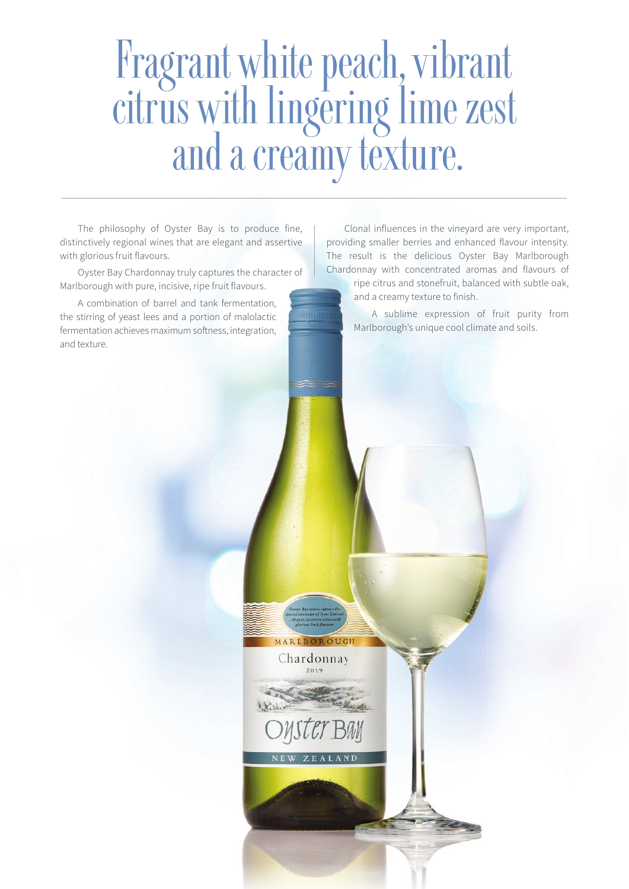# Fragrant white peach, vibrant citrus with lingering lime zest and a creamy texture.

The philosophy of Oyster Bay is to produce fine, distinctively regional wines that are elegant and assertive with glorious fruit flavours.

Oyster Bay Chardonnay truly captures the character of Marlborough with pure, incisive, ripe fruit flavours.

A combination of barrel and tank fermentation, the stirring of yeast lees and a portion of malolactic fermentation achieves maximum softness, integration, and texture.

Clonal influences in the vineyard are very important, providing smaller berries and enhanced flavour intensity. The result is the delicious Oyster Bay Marlborough Chardonnay with concentrated aromas and flavours of ripe citrus and stonefruit, balanced with subtle oak, and a creamy texture to finish.

A sublime expression of fruit purity from Marlborough's unique cool climate and soils.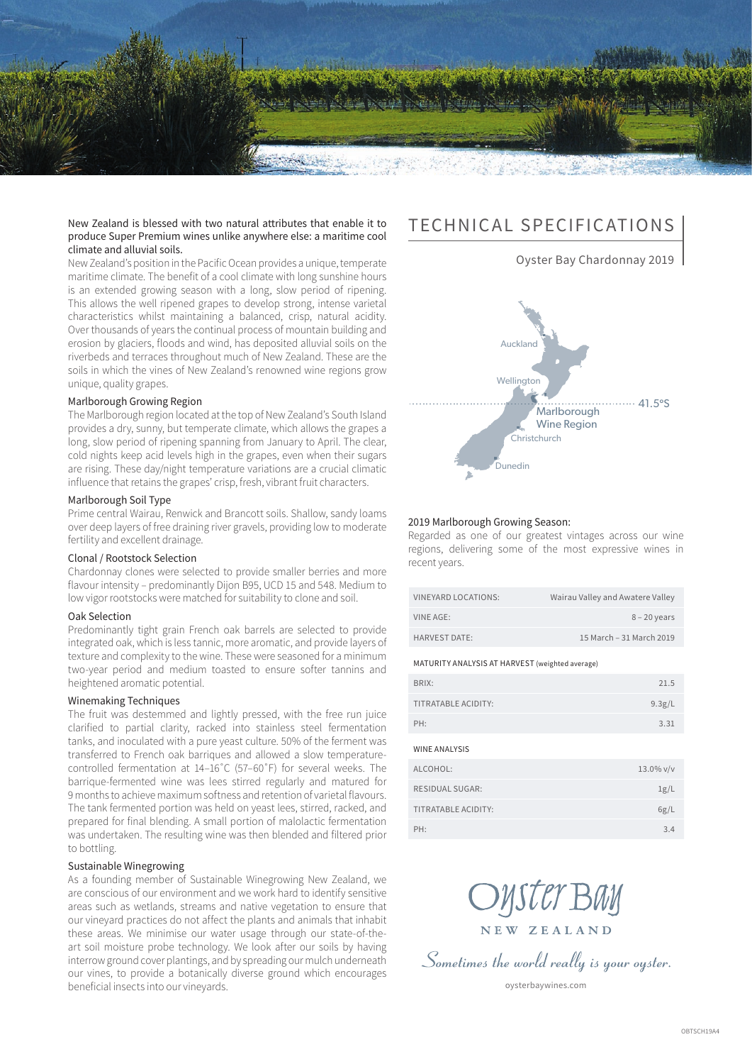New Zealand is blessed with two natural attributes that enable it to produce Super Premium wines unlike anywhere else: a maritime cool climate and alluvial soils.

New Zealand's position in the Pacific Ocean provides a unique, temperate maritime climate. The benefit of a cool climate with long sunshine hours is an extended growing season with a long, slow period of ripening. This allows the well ripened grapes to develop strong, intense varietal characteristics whilst maintaining a balanced, crisp, natural acidity. Over thousands of years the continual process of mountain building and erosion by glaciers, floods and wind, has deposited alluvial soils on the riverbeds and terraces throughout much of New Zealand. These are the soils in which the vines of New Zealand's renowned wine regions grow unique, quality grapes.

### Marlborough Growing Region

The Marlborough region located at the top of New Zealand's South Island provides a dry, sunny, but temperate climate, which allows the grapes a long, slow period of ripening spanning from January to April. The clear, cold nights keep acid levels high in the grapes, even when their sugars are rising. These day/night temperature variations are a crucial climatic influence that retains the grapes' crisp, fresh, vibrant fruit characters.

### Marlborough Soil Type

Prime central Wairau, Renwick and Brancott soils. Shallow, sandy loams over deep layers of free draining river gravels, providing low to moderate fertility and excellent drainage.

### Clonal / Rootstock Selection

Chardonnay clones were selected to provide smaller berries and more flavour intensity – predominantly Dijon B95, UCD 15 and 548. Medium to low vigor rootstocks were matched for suitability to clone and soil.

### Oak Selection

Predominantly tight grain French oak barrels are selected to provide integrated oak, which is less tannic, more aromatic, and provide layers of texture and complexity to the wine. These were seasoned for a minimum two-year period and medium toasted to ensure softer tannins and heightened aromatic potential.

### Winemaking Techniques

The fruit was destemmed and lightly pressed, with the free run juice clarified to partial clarity, racked into stainless steel fermentation tanks, and inoculated with a pure yeast culture. 50% of the ferment was transferred to French oak barriques and allowed a slow temperature-controlled fermentation at 14–16˚C (57–60˚F) for several weeks. The barrique-fermented wine was lees stirred regularly and matured for 9 months to achieve maximum softness and retention of varietal flavours. The tank fermented portion was held on yeast lees, stirred, racked, and prepared for final blending. A small portion of malolactic fermentation was undertaken. The resulting wine was then blended and filtered prior to bottling.

### Sustainable Winegrowing

As a founding member of Sustainable Winegrowing New Zealand, we are conscious of our environment and we work hard to identify sensitive areas such as wetlands, streams and native vegetation to ensure that our vineyard practices do not affect the plants and animals that inhabit these areas. We minimise our water usage through our state-of-the-art soil moisture probe technology. We look after our soils by having interrow ground cover plantings, and by spreading our mulch underneath our vines, to provide a botanically diverse ground which encourages beneficial insects into our vineyards.

# TECHNICAL SPECIFICATIONS

## Oyster Bay Chardonnay 2019

Auckland

Wellington

41.5°S

Marlborough Wine Region

Christchurch

Dunedin

### 2019 Marlborough Growing Season:

Regarded as one of our greatest vintages across our wine regions, delivering some of the most expressive wines in recent years.

| | |
|---|---|
| VINEYARD LOCATIONS: | Wairau Valley and Awatere Valley |
| VINE AGE: | 8 – 20 years |
| HARVEST DATE: | 15 March – 31 March 2019 |

MATURITY ANALYSIS AT HARVEST (weighted average)

| | |
|---|---|
| BRIX: | 21.5 |
| TITRATABLE ACIDITY: | 9.3g/L |
| PH: | 3.31 |

WINE ANALYSIS

| | |
|---|---|
| ALCOHOL: | 13.0% v/v |
| RESIDUAL SUGAR: | 1g/L |
| TITRATABLE ACIDITY: | 6g/L |
| PH: | 3.4 |

Oyster Bay

NEW ZEALAND

*Sometimes the world really is your oyster.*

oysterbaywines.com

OBTSCH19A4